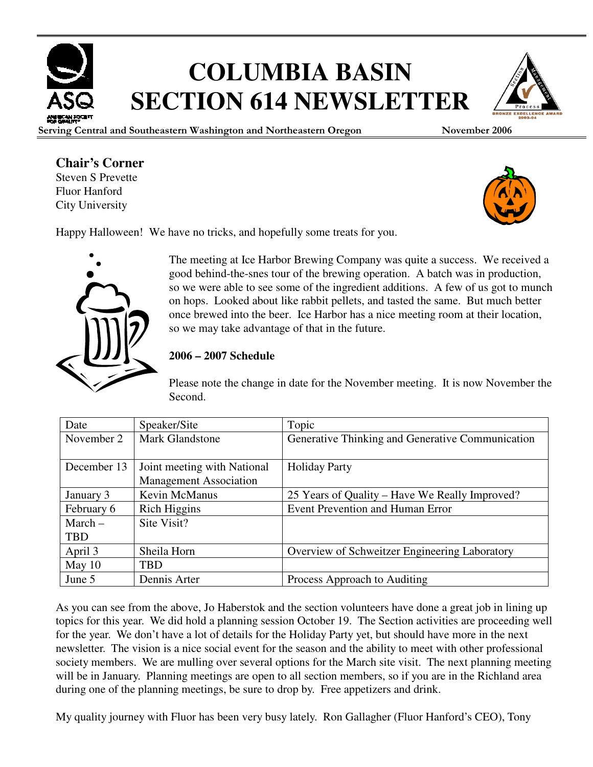# COLUMBIA BASIN SECTION 614 NEWSLETTER

**Serving Central and Southeastern Washington and Northeastern Oregon** **November 2006**

## Chair's Corner

Steven S Prevette
Fluor Hanford
City University

Happy Halloween! We have no tricks, and hopefully some treats for you.

The meeting at Ice Harbor Brewing Company was quite a success. We received a good behind-the-snes tour of the brewing operation. A batch was in production, so we were able to see some of the ingredient additions. A few of us got to munch on hops. Looked about like rabbit pellets, and tasted the same. But much better once brewed into the beer. Ice Harbor has a nice meeting room at their location, so we may take advantage of that in the future.

**2006 – 2007 Schedule**

Please note the change in date for the November meeting. It is now November the Second.

| Date | Speaker/Site | Topic |
|---|---|---|
| November 2 | Mark Glandstone | Generative Thinking and Generative Communication |
| December 13 | Joint meeting with National Management Association | Holiday Party |
| January 3 | Kevin McManus | 25 Years of Quality – Have We Really Improved? |
| February 6 | Rich Higgins | Event Prevention and Human Error |
| March – TBD | Site Visit? | |
| April 3 | Sheila Horn | Overview of Schweitzer Engineering Laboratory |
| May 10 | TBD | |
| June 5 | Dennis Arter | Process Approach to Auditing |

As you can see from the above, Jo Haberstok and the section volunteers have done a great job in lining up topics for this year. We did hold a planning session October 19. The Section activities are proceeding well for the year. We don't have a lot of details for the Holiday Party yet, but should have more in the next newsletter. The vision is a nice social event for the season and the ability to meet with other professional society members. We are mulling over several options for the March site visit. The next planning meeting will be in January. Planning meetings are open to all section members, so if you are in the Richland area during one of the planning meetings, be sure to drop by. Free appetizers and drink.

My quality journey with Fluor has been very busy lately. Ron Gallagher (Fluor Hanford's CEO), Tony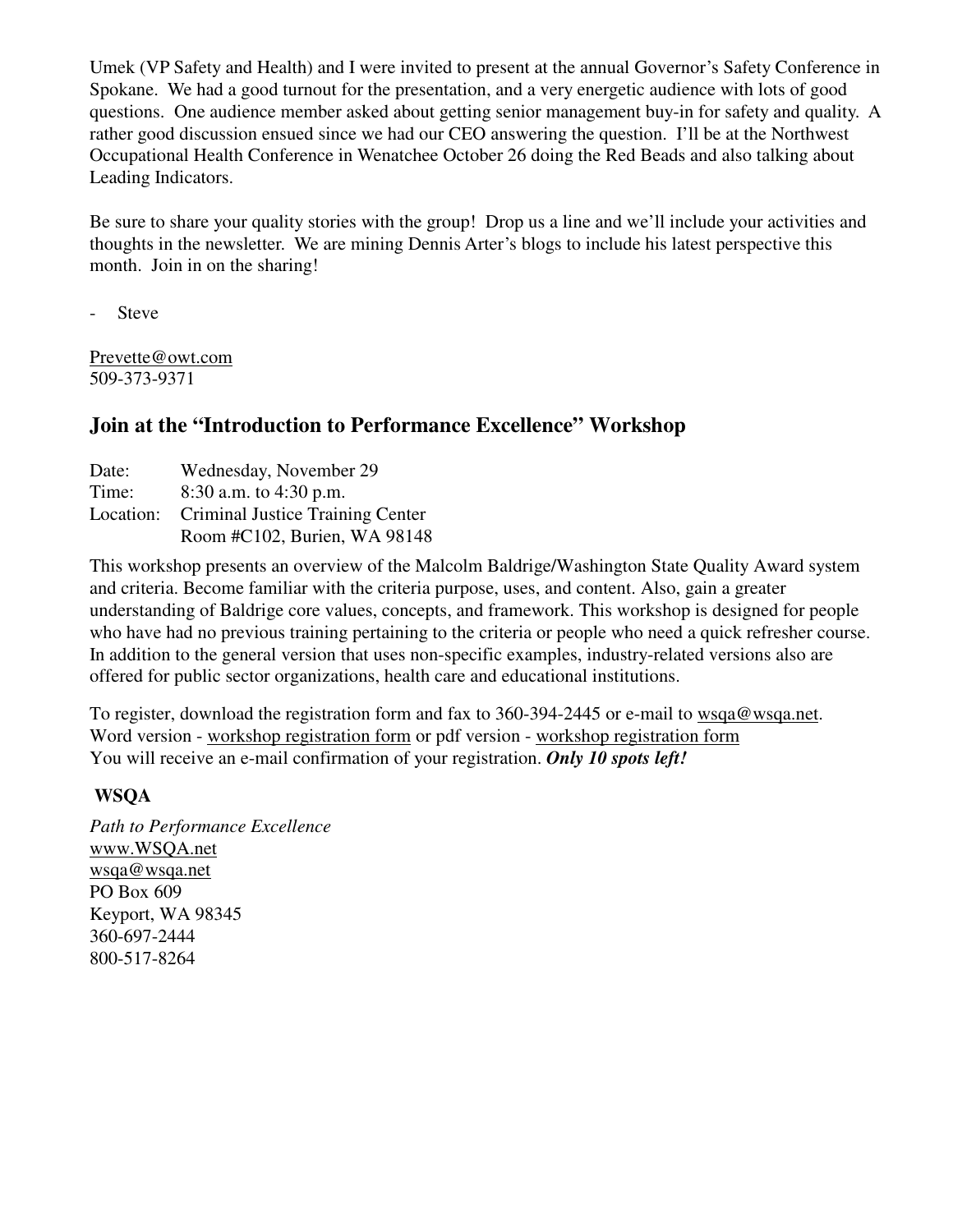Umek (VP Safety and Health) and I were invited to present at the annual Governor's Safety Conference in Spokane. We had a good turnout for the presentation, and a very energetic audience with lots of good questions. One audience member asked about getting senior management buy-in for safety and quality. A rather good discussion ensued since we had our CEO answering the question. I'll be at the Northwest Occupational Health Conference in Wenatchee October 26 doing the Red Beads and also talking about Leading Indicators.

Be sure to share your quality stories with the group! Drop us a line and we'll include your activities and thoughts in the newsletter. We are mining Dennis Arter's blogs to include his latest perspective this month. Join in on the sharing!

- Steve

Prevette@owt.com
509-373-9371

## Join at the "Introduction to Performance Excellence" Workshop

Date: Wednesday, November 29
Time: 8:30 a.m. to 4:30 p.m.
Location: Criminal Justice Training Center
Room #C102, Burien, WA 98148

This workshop presents an overview of the Malcolm Baldrige/Washington State Quality Award system and criteria. Become familiar with the criteria purpose, uses, and content. Also, gain a greater understanding of Baldrige core values, concepts, and framework. This workshop is designed for people who have had no previous training pertaining to the criteria or people who need a quick refresher course. In addition to the general version that uses non-specific examples, industry-related versions also are offered for public sector organizations, health care and educational institutions.

To register, download the registration form and fax to 360-394-2445 or e-mail to wsqa@wsqa.net.
Word version - workshop registration form or pdf version - workshop registration form
You will receive an e-mail confirmation of your registration. ***Only 10 spots left!***

**WSQA**

*Path to Performance Excellence*
www.WSQA.net
wsqa@wsqa.net
PO Box 609
Keyport, WA 98345
360-697-2444
800-517-8264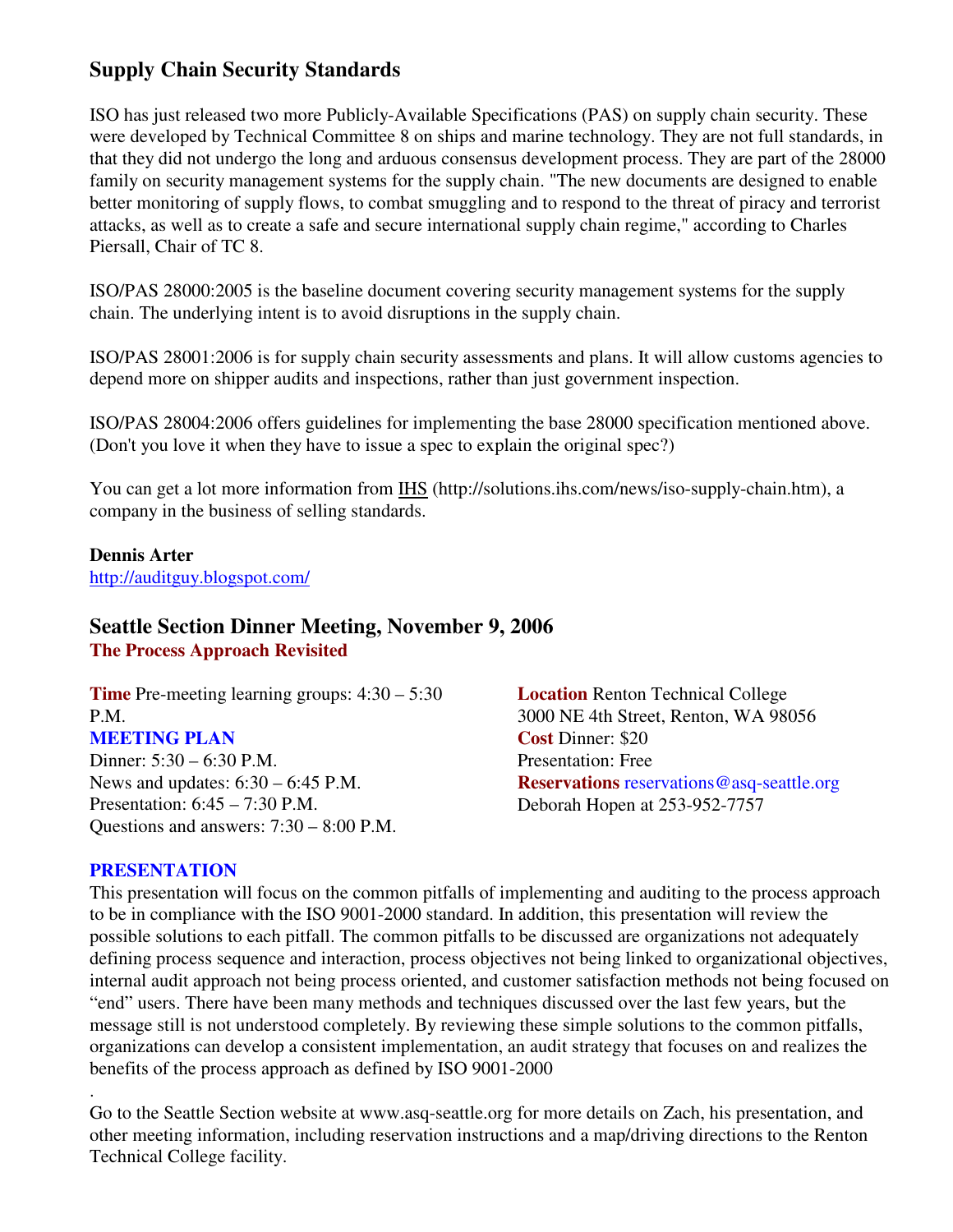## Supply Chain Security Standards

ISO has just released two more Publicly-Available Specifications (PAS) on supply chain security. These were developed by Technical Committee 8 on ships and marine technology. They are not full standards, in that they did not undergo the long and arduous consensus development process. They are part of the 28000 family on security management systems for the supply chain. "The new documents are designed to enable better monitoring of supply flows, to combat smuggling and to respond to the threat of piracy and terrorist attacks, as well as to create a safe and secure international supply chain regime," according to Charles Piersall, Chair of TC 8.

ISO/PAS 28000:2005 is the baseline document covering security management systems for the supply chain. The underlying intent is to avoid disruptions in the supply chain.

ISO/PAS 28001:2006 is for supply chain security assessments and plans. It will allow customs agencies to depend more on shipper audits and inspections, rather than just government inspection.

ISO/PAS 28004:2006 offers guidelines for implementing the base 28000 specification mentioned above. (Don't you love it when they have to issue a spec to explain the original spec?)

You can get a lot more information from IHS (http://solutions.ihs.com/news/iso-supply-chain.htm), a company in the business of selling standards.

**Dennis Arter**
http://auditguy.blogspot.com/

## Seattle Section Dinner Meeting, November 9, 2006

**The Process Approach Revisited**

**Time** Pre-meeting learning groups: 4:30 – 5:30 P.M.

**MEETING PLAN**
Dinner: 5:30 – 6:30 P.M.
News and updates: 6:30 – 6:45 P.M.
Presentation: 6:45 – 7:30 P.M.
Questions and answers: 7:30 – 8:00 P.M.

**Location** Renton Technical College
3000 NE 4th Street, Renton, WA 98056
**Cost** Dinner: $20
Presentation: Free
**Reservations** reservations@asq-seattle.org
Deborah Hopen at 253-952-7757

**PRESENTATION**
This presentation will focus on the common pitfalls of implementing and auditing to the process approach to be in compliance with the ISO 9001-2000 standard. In addition, this presentation will review the possible solutions to each pitfall. The common pitfalls to be discussed are organizations not adequately defining process sequence and interaction, process objectives not being linked to organizational objectives, internal audit approach not being process oriented, and customer satisfaction methods not being focused on "end" users. There have been many methods and techniques discussed over the last few years, but the message still is not understood completely. By reviewing these simple solutions to the common pitfalls, organizations can develop a consistent implementation, an audit strategy that focuses on and realizes the benefits of the process approach as defined by ISO 9001-2000

.

Go to the Seattle Section website at www.asq-seattle.org for more details on Zach, his presentation, and other meeting information, including reservation instructions and a map/driving directions to the Renton Technical College facility.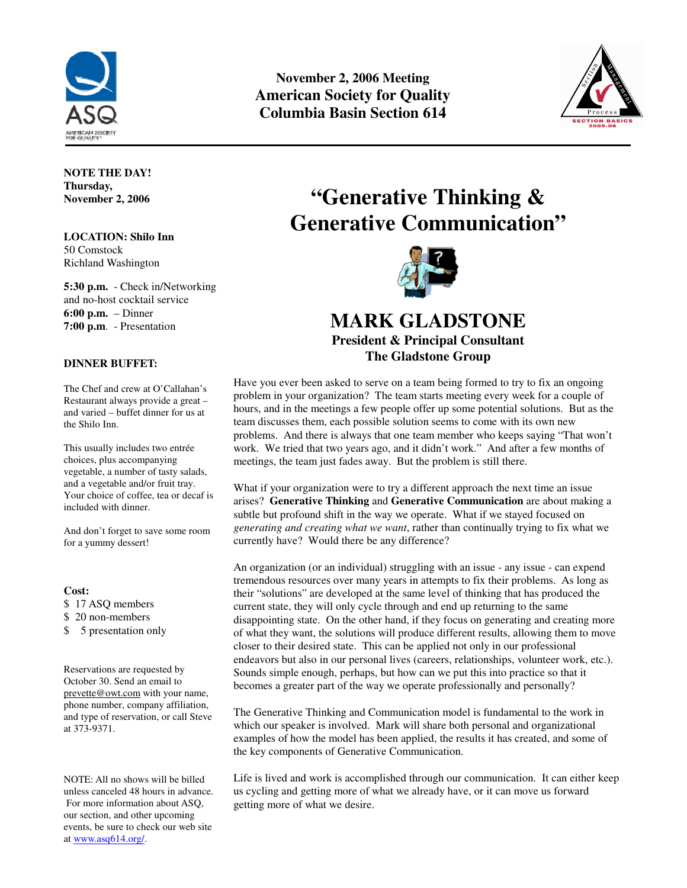**November 2, 2006 Meeting**
**American Society for Quality**
**Columbia Basin Section 614**

**NOTE THE DAY!**
**Thursday,**
**November 2, 2006**

**LOCATION: Shilo Inn**
50 Comstock
Richland Washington

**5:30 p.m.** - Check in/Networking and no-host cocktail service
**6:00 p.m.** – Dinner
**7:00 p.m**. - Presentation

**DINNER BUFFET:**

The Chef and crew at O'Callahan's Restaurant always provide a great – and varied – buffet dinner for us at the Shilo Inn.

This usually includes two entrée choices, plus accompanying vegetable, a number of tasty salads, and a vegetable and/or fruit tray. Your choice of coffee, tea or decaf is included with dinner.

And don't forget to save some room for a yummy dessert!

**Cost:**
$ 17 ASQ members
$ 20 non-members
$ 5 presentation only

Reservations are requested by October 30. Send an email to prevette@owt.com with your name, phone number, company affiliation, and type of reservation, or call Steve at 373-9371.

NOTE: All no shows will be billed unless canceled 48 hours in advance. For more information about ASQ, our section, and other upcoming events, be sure to check our web site at www.asq614.org/.

# "Generative Thinking & Generative Communication"

## MARK GLADSTONE

**President & Principal Consultant**
**The Gladstone Group**

Have you ever been asked to serve on a team being formed to try to fix an ongoing problem in your organization? The team starts meeting every week for a couple of hours, and in the meetings a few people offer up some potential solutions. But as the team discusses them, each possible solution seems to come with its own new problems. And there is always that one team member who keeps saying "That won't work. We tried that two years ago, and it didn't work." And after a few months of meetings, the team just fades away. But the problem is still there.

What if your organization were to try a different approach the next time an issue arises? **Generative Thinking** and **Generative Communication** are about making a subtle but profound shift in the way we operate. What if we stayed focused on *generating and creating what we want*, rather than continually trying to fix what we currently have? Would there be any difference?

An organization (or an individual) struggling with an issue - any issue - can expend tremendous resources over many years in attempts to fix their problems. As long as their "solutions" are developed at the same level of thinking that has produced the current state, they will only cycle through and end up returning to the same disappointing state. On the other hand, if they focus on generating and creating more of what they want, the solutions will produce different results, allowing them to move closer to their desired state. This can be applied not only in our professional endeavors but also in our personal lives (careers, relationships, volunteer work, etc.). Sounds simple enough, perhaps, but how can we put this into practice so that it becomes a greater part of the way we operate professionally and personally?

The Generative Thinking and Communication model is fundamental to the work in which our speaker is involved. Mark will share both personal and organizational examples of how the model has been applied, the results it has created, and some of the key components of Generative Communication.

Life is lived and work is accomplished through our communication. It can either keep us cycling and getting more of what we already have, or it can move us forward getting more of what we desire.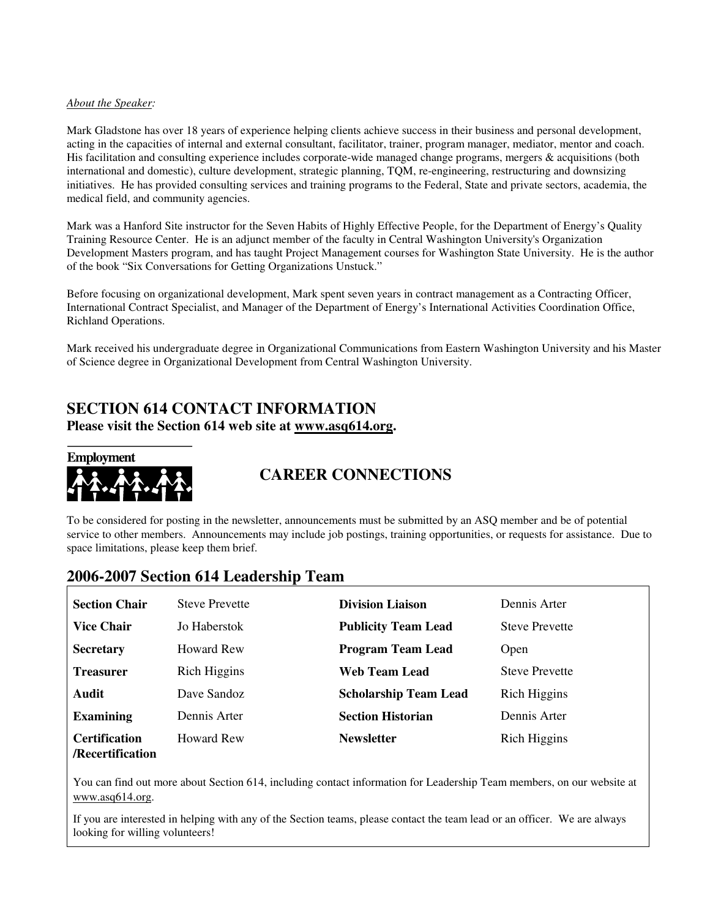*About the Speaker:*

Mark Gladstone has over 18 years of experience helping clients achieve success in their business and personal development, acting in the capacities of internal and external consultant, facilitator, trainer, program manager, mediator, mentor and coach. His facilitation and consulting experience includes corporate-wide managed change programs, mergers & acquisitions (both international and domestic), culture development, strategic planning, TQM, re-engineering, restructuring and downsizing initiatives. He has provided consulting services and training programs to the Federal, State and private sectors, academia, the medical field, and community agencies.

Mark was a Hanford Site instructor for the Seven Habits of Highly Effective People, for the Department of Energy's Quality Training Resource Center. He is an adjunct member of the faculty in Central Washington University's Organization Development Masters program, and has taught Project Management courses for Washington State University. He is the author of the book "Six Conversations for Getting Organizations Unstuck."

Before focusing on organizational development, Mark spent seven years in contract management as a Contracting Officer, International Contract Specialist, and Manager of the Department of Energy's International Activities Coordination Office, Richland Operations.

Mark received his undergraduate degree in Organizational Communications from Eastern Washington University and his Master of Science degree in Organizational Development from Central Washington University.

## SECTION 614 CONTACT INFORMATION

**Please visit the Section 614 web site at www.asq614.org.**

**Employment**

## CAREER CONNECTIONS

To be considered for posting in the newsletter, announcements must be submitted by an ASQ member and be of potential service to other members. Announcements may include job postings, training opportunities, or requests for assistance. Due to space limitations, please keep them brief.

## 2006-2007 Section 614 Leadership Team

| | | | |
|---|---|---|---|
| **Section Chair** | Steve Prevette | **Division Liaison** | Dennis Arter |
| **Vice Chair** | Jo Haberstok | **Publicity Team Lead** | Steve Prevette |
| **Secretary** | Howard Rew | **Program Team Lead** | Open |
| **Treasurer** | Rich Higgins | **Web Team Lead** | Steve Prevette |
| **Audit** | Dave Sandoz | **Scholarship Team Lead** | Rich Higgins |
| **Examining** | Dennis Arter | **Section Historian** | Dennis Arter |
| **Certification /Recertification** | Howard Rew | **Newsletter** | Rich Higgins |

You can find out more about Section 614, including contact information for Leadership Team members, on our website at www.asq614.org.

If you are interested in helping with any of the Section teams, please contact the team lead or an officer. We are always looking for willing volunteers!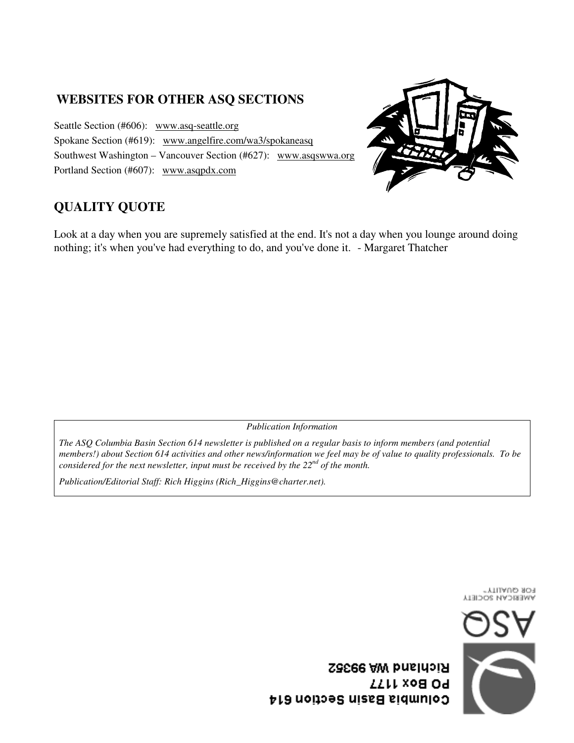## WEBSITES FOR OTHER ASQ SECTIONS

Seattle Section (#606): www.asq-seattle.org
Spokane Section (#619): www.angelfire.com/wa3/spokaneasq
Southwest Washington – Vancouver Section (#627): www.asqswwa.org
Portland Section (#607): www.asqpdx.com

## QUALITY QUOTE

Look at a day when you are supremely satisfied at the end. It's not a day when you lounge around doing nothing; it's when you've had everything to do, and you've done it. - Margaret Thatcher

*Publication Information*

*The ASQ Columbia Basin Section 614 newsletter is published on a regular basis to inform members (and potential members!) about Section 614 activities and other news/information we feel may be of value to quality professionals. To be considered for the next newsletter, input must be received by the 22nd of the month.*

*Publication/Editorial Staff: Rich Higgins (Rich_Higgins@charter.net).*

AMERICAN SOCIETY FOR QUALITY

ASQ

Columbia Basin Section 614
PO Box 1177
Richland WA 99352